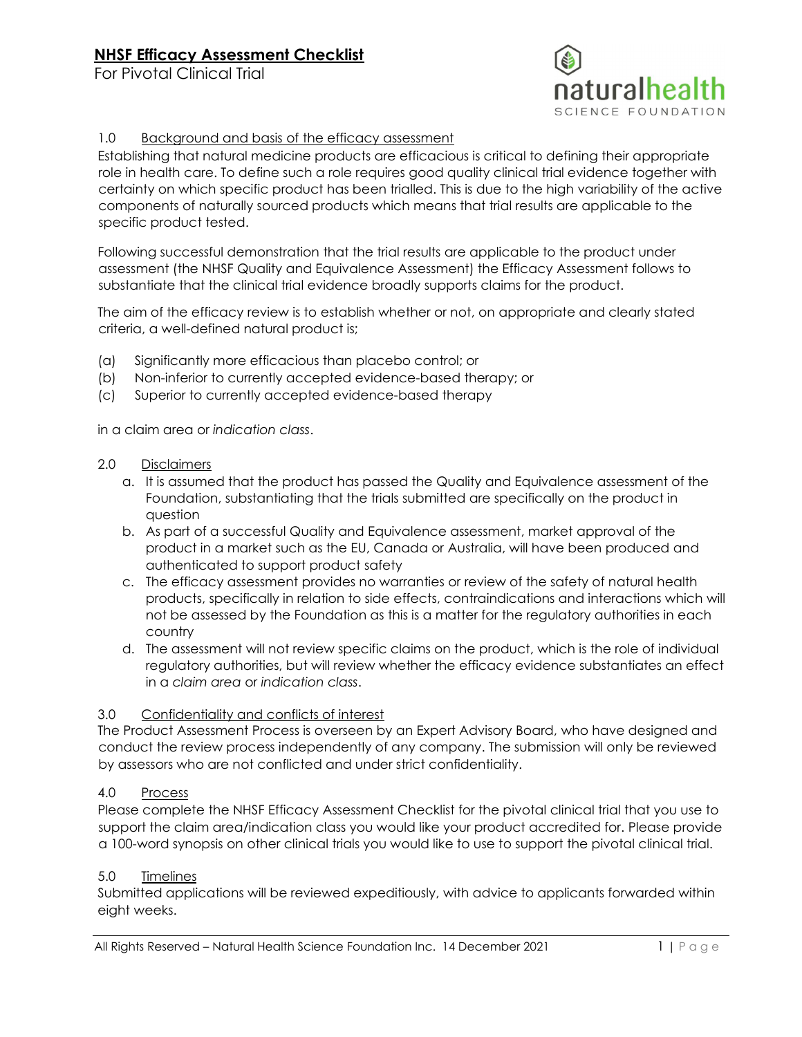# NHSF Efficacy Assessment Checklist

For Pivotal Clinical Trial

naturalhealth SCIENCE FOUNDATION

## 1.0 Background and basis of the efficacy assessment

Establishing that natural medicine products are efficacious is critical to defining their appropriate role in health care. To define such a role requires good quality clinical trial evidence together with certainty on which specific product has been trialled. This is due to the high variability of the active components of naturally sourced products which means that trial results are applicable to the specific product tested.

Following successful demonstration that the trial results are applicable to the product under assessment (the NHSF Quality and Equivalence Assessment) the Efficacy Assessment follows to substantiate that the clinical trial evidence broadly supports claims for the product.

The aim of the efficacy review is to establish whether or not, on appropriate and clearly stated criteria, a well-defined natural product is;

(a) Significantly more efficacious than placebo control; or
(b) Non-inferior to currently accepted evidence-based therapy; or
(c) Superior to currently accepted evidence-based therapy

in a claim area or *indication class*.

## 2.0 Disclaimers

a. It is assumed that the product has passed the Quality and Equivalence assessment of the Foundation, substantiating that the trials submitted are specifically on the product in question
b. As part of a successful Quality and Equivalence assessment, market approval of the product in a market such as the EU, Canada or Australia, will have been produced and authenticated to support product safety
c. The efficacy assessment provides no warranties or review of the safety of natural health products, specifically in relation to side effects, contraindications and interactions which will not be assessed by the Foundation as this is a matter for the regulatory authorities in each country
d. The assessment will not review specific claims on the product, which is the role of individual regulatory authorities, but will review whether the efficacy evidence substantiates an effect in a *claim area* or *indication class*.

## 3.0 Confidentiality and conflicts of interest

The Product Assessment Process is overseen by an Expert Advisory Board, who have designed and conduct the review process independently of any company. The submission will only be reviewed by assessors who are not conflicted and under strict confidentiality.

## 4.0 Process

Please complete the NHSF Efficacy Assessment Checklist for the pivotal clinical trial that you use to support the claim area/indication class you would like your product accredited for. Please provide a 100-word synopsis on other clinical trials you would like to use to support the pivotal clinical trial.

## 5.0 Timelines

Submitted applications will be reviewed expeditiously, with advice to applicants forwarded within eight weeks.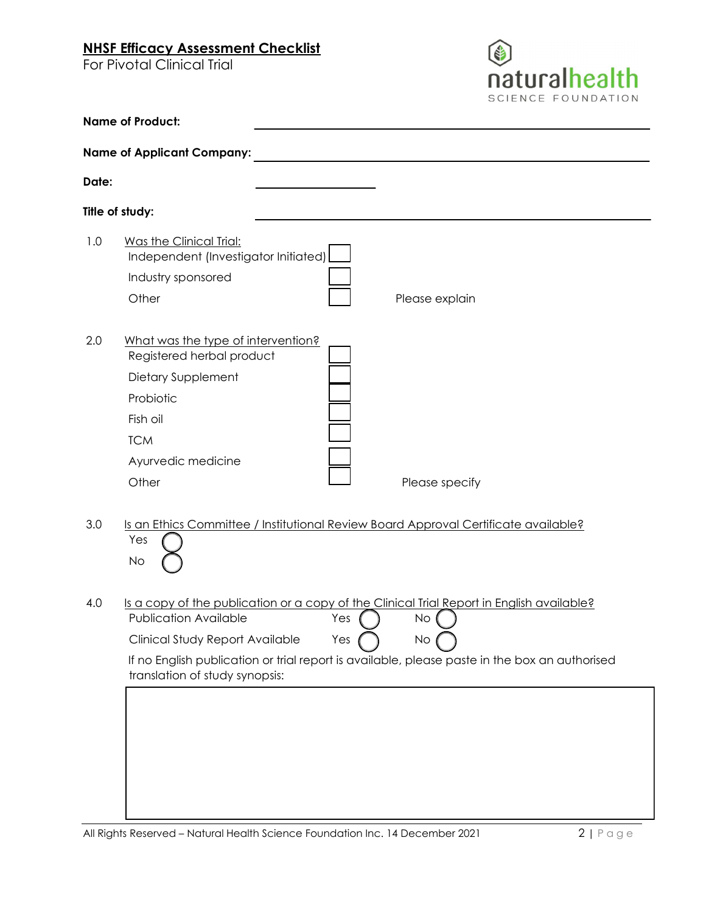**NHSF Efficacy Assessment Checklist**

For Pivotal Clinical Trial

naturalhealth SCIENCE FOUNDATION

**Name of Product:** ______________________________

**Name of Applicant Company:** ______________________________

**Date:** ______________

**Title of study:** ______________________________

1.0 Was the Clinical Trial:

- Independent (Investigator Initiated) ☐
- Industry sponsored ☐
- Other ☐ Please explain

2.0 What was the type of intervention?

- Registered herbal product ☐
- Dietary Supplement ☐
- Probiotic ☐
- Fish oil ☐
- TCM ☐
- Ayurvedic medicine ☐
- Other ☐ Please specify

3.0 Is an Ethics Committee / Institutional Review Board Approval Certificate available?

- Yes ◯
- No ◯

4.0 Is a copy of the publication or a copy of the Clinical Trial Report in English available?

- Publication Available Yes ◯ No ◯
- Clinical Study Report Available Yes ◯ No ◯

If no English publication or trial report is available, please paste in the box an authorised translation of study synopsis:

|  |
|---|
|  |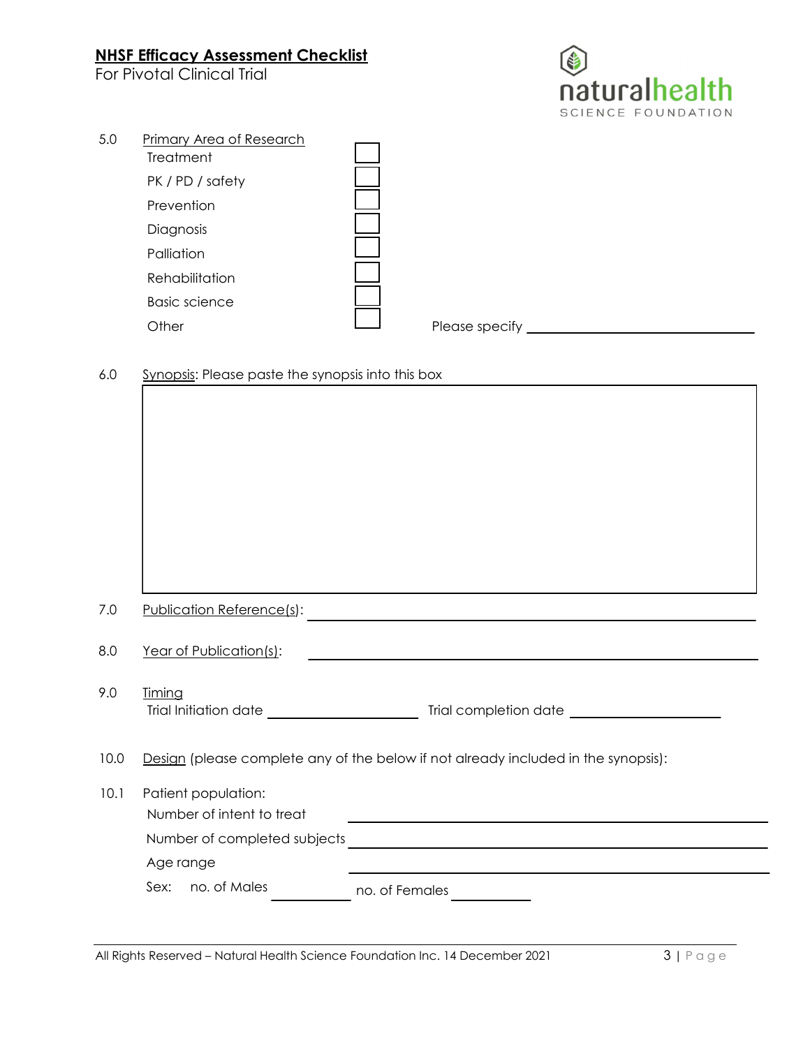**NHSF Efficacy Assessment Checklist**
For Pivotal Clinical Trial

5.0 Primary Area of Research

- Treatment ☐
- PK / PD / safety ☐
- Prevention ☐
- Diagnosis ☐
- Palliation ☐
- Rehabilitation ☐
- Basic science ☐
- Other ☐ Please specify ______________________

6.0 Synopsis: Please paste the synopsis into this box

|   |
|---|
|   |

7.0 Publication Reference(s): ______________________

8.0 Year of Publication(s): ______________________

9.0 Timing
Trial Initiation date ______________ Trial completion date ______________

10.0 Design (please complete any of the below if not already included in the synopsis):

10.1 Patient population:

Number of intent to treat ______________________

Number of completed subjects ______________________

Age range ______________________

Sex: no. of Males __________ no. of Females __________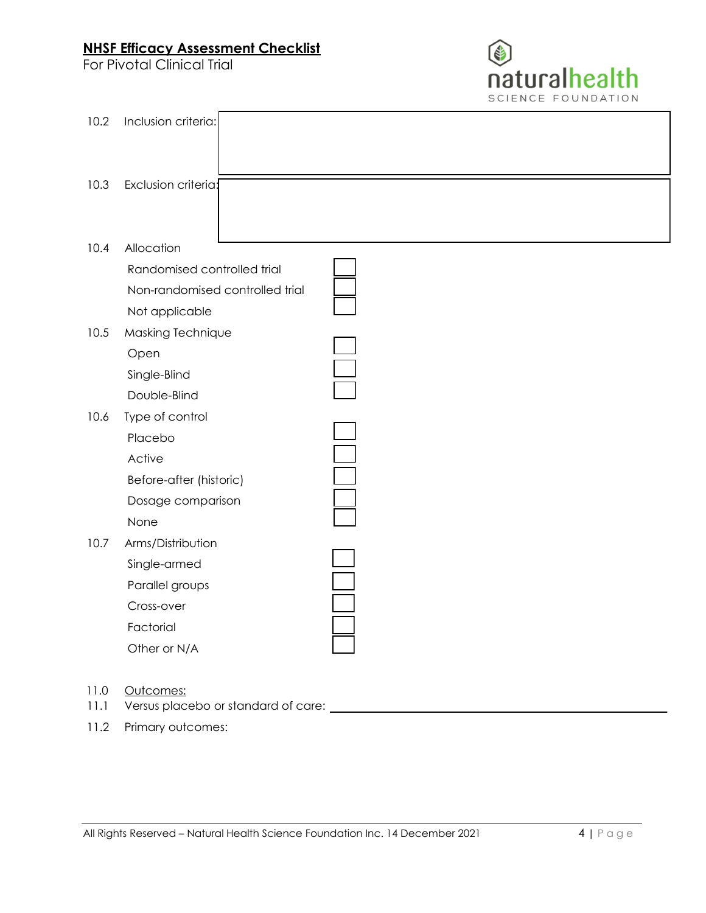10.2 Inclusion criteria:

10.3 Exclusion criteria:

10.4 Allocation

- Randomised controlled trial ☐
- Non-randomised controlled trial ☐
- Not applicable ☐

10.5 Masking Technique

- Open ☐
- Single-Blind ☐
- Double-Blind ☐

10.6 Type of control

- Placebo ☐
- Active ☐
- Before-after (historic) ☐
- Dosage comparison ☐
- None ☐

10.7 Arms/Distribution

- Single-armed ☐
- Parallel groups ☐
- Cross-over ☐
- Factorial ☐
- Other or N/A ☐

11.0 <u>Outcomes:</u>

11.1 Versus placebo or standard of care: ______________________________

11.2 Primary outcomes: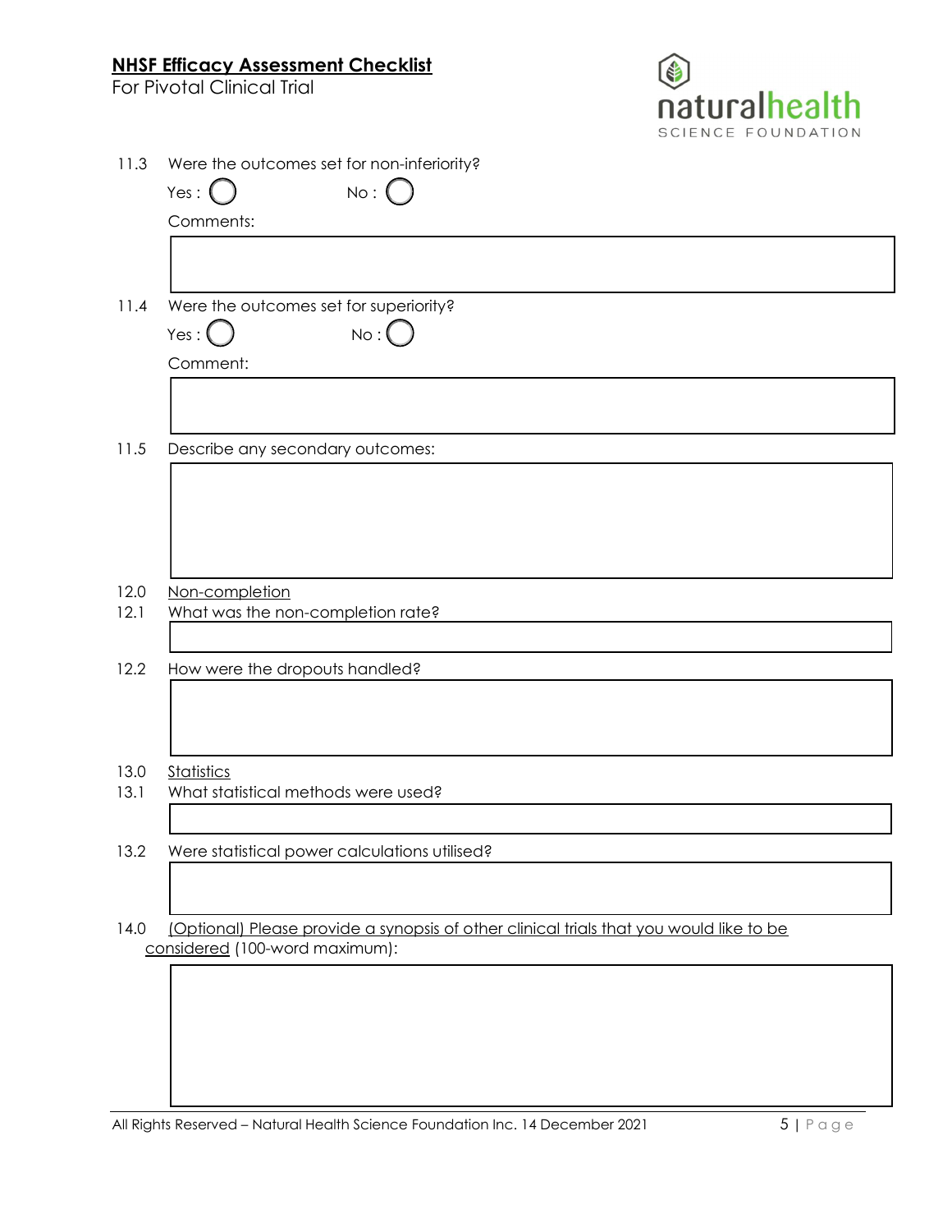11.3 Were the outcomes set for non-inferiority?

Yes : ◯ No : ◯

Comments:

11.4 Were the outcomes set for superiority?

Yes : ◯ No : ◯

Comment:

11.5 Describe any secondary outcomes:

12.0 Non-completion

12.1 What was the non-completion rate?

12.2 How were the dropouts handled?

13.0 Statistics

13.1 What statistical methods were used?

13.2 Were statistical power calculations utilised?

14.0 (Optional) Please provide a synopsis of other clinical trials that you would like to be considered (100-word maximum):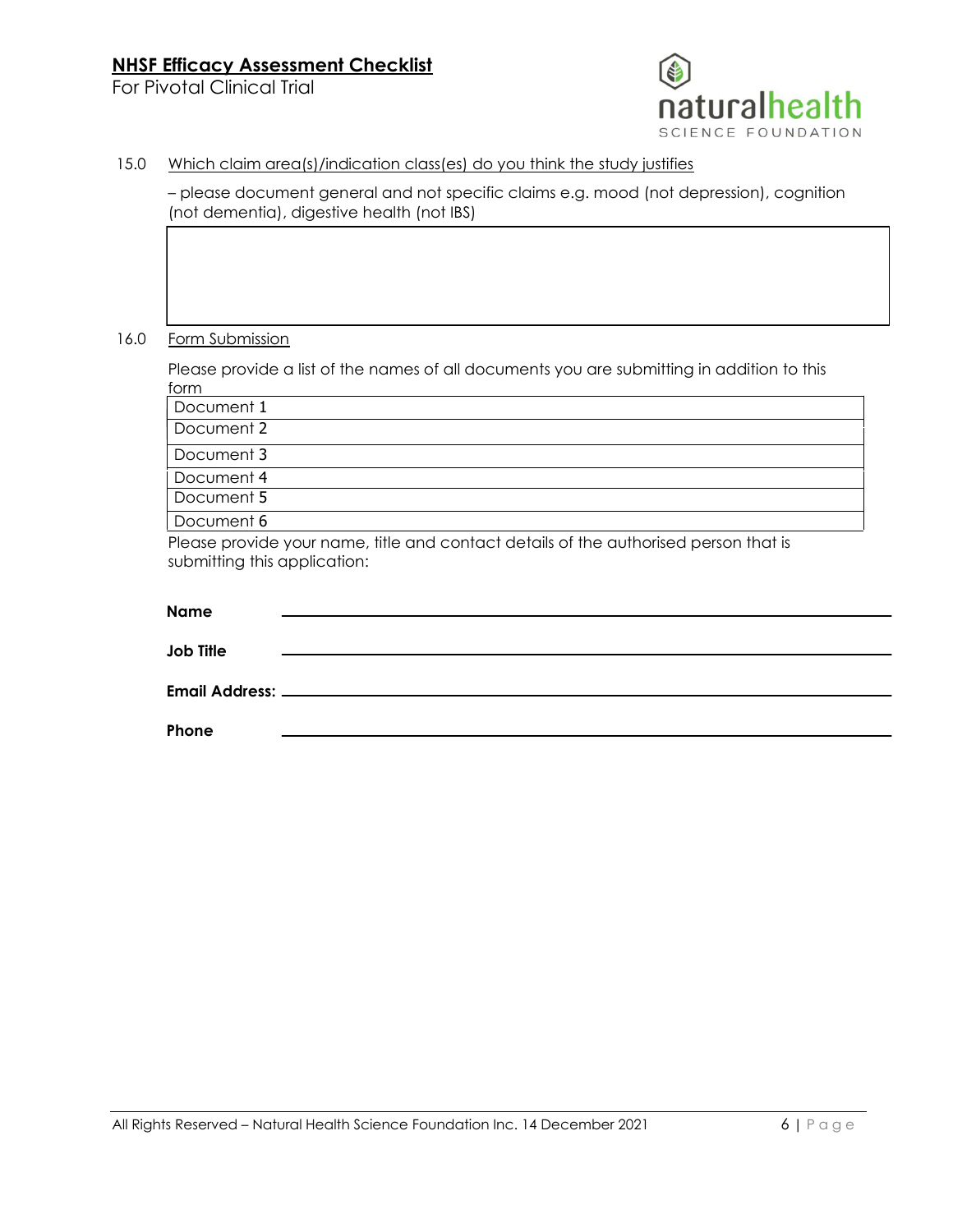15.0 Which claim area(s)/indication class(es) do you think the study justifies

– please document general and not specific claims e.g. mood (not depression), cognition (not dementia), digestive health (not IBS)

16.0 Form Submission

Please provide a list of the names of all documents you are submitting in addition to this form

| |
|---|
| Document 1 |
| Document 2 |
| Document 3 |
| Document 4 |
| Document 5 |
| Document 6 |

Please provide your name, title and contact details of the authorised person that is submitting this application:

**Name** ______________________________

**Job Title** ______________________________

**Email Address:** ______________________________

**Phone** ______________________________